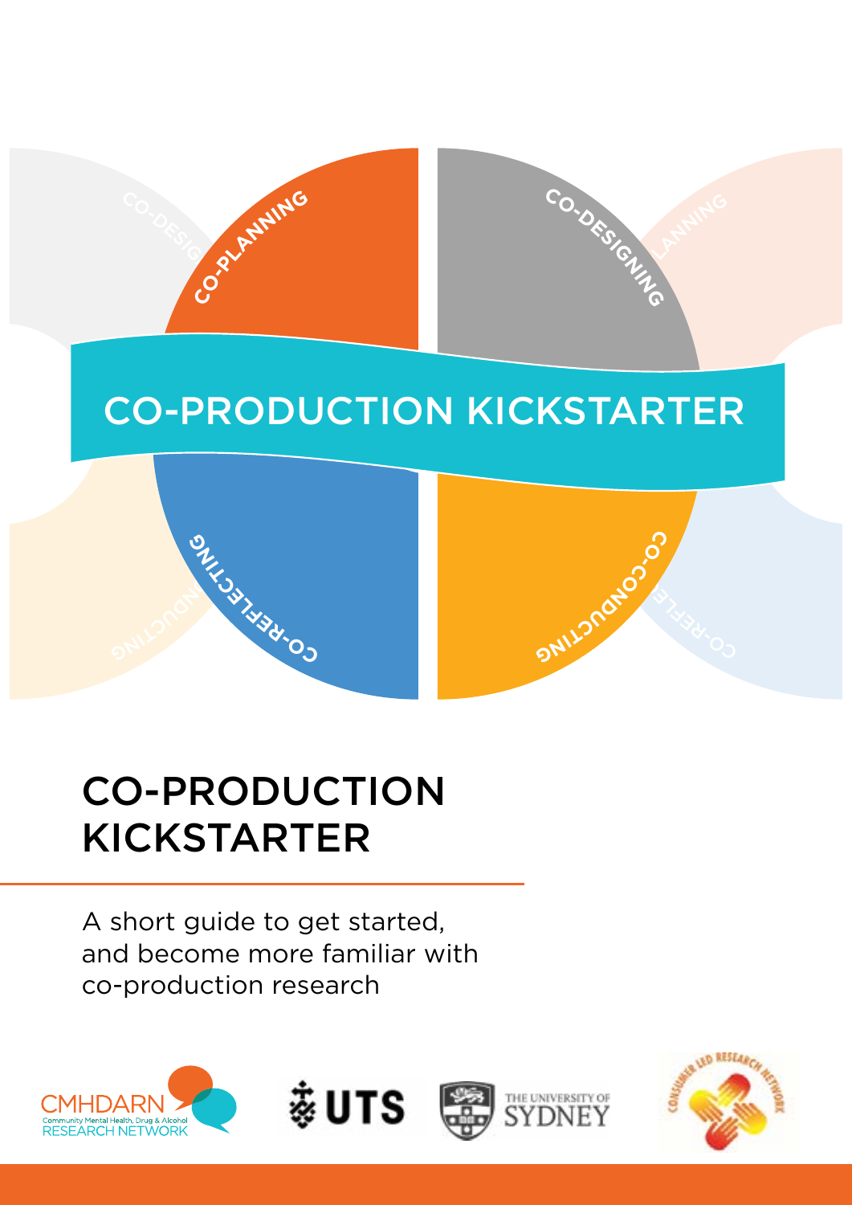CO-PLANNING

CO-DESIGNING

CO-PRODUCTION KICKSTARTER

CO-REFLECTING

CO-CONDUCTING

# CO-PRODUCTION KICKSTARTER

A short guide to get started, and become more familiar with co-production research

CMHDARN Community Mental Health, Drug & Alcohol RESEARCH NETWORK

UTS

THE UNIVERSITY OF SYDNEY

CONSUMER LED RESEARCH NETWORK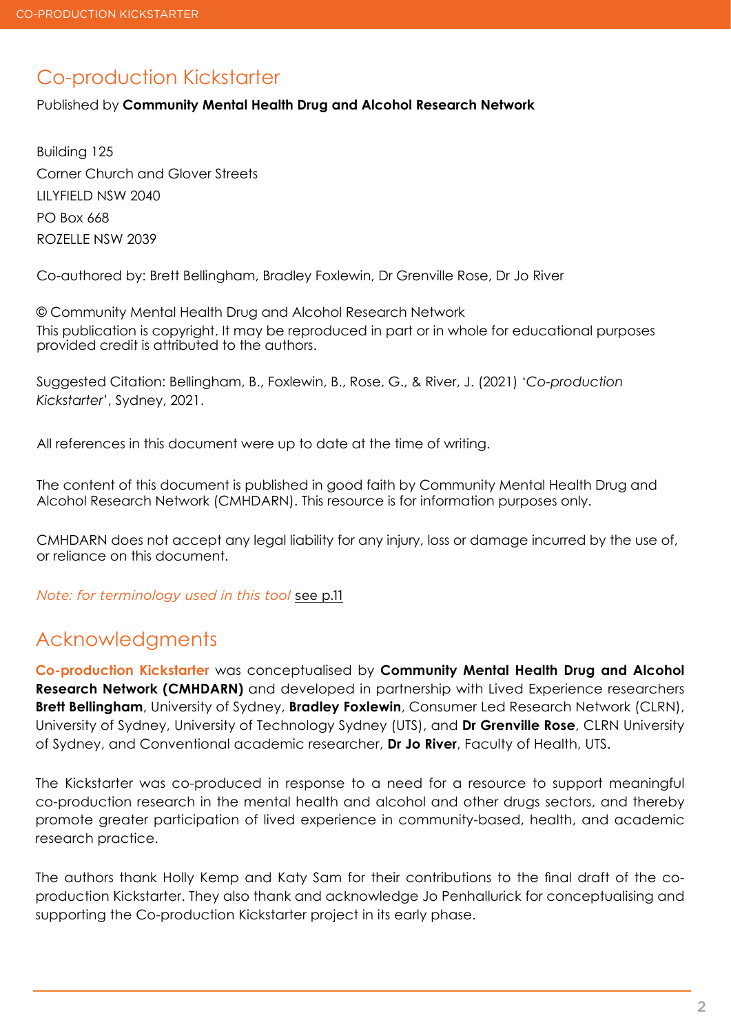## Co-production Kickstarter

Published by **Community Mental Health Drug and Alcohol Research Network**

Building 125
Corner Church and Glover Streets
LILYFIELD NSW 2040
PO Box 668
ROZELLE NSW 2039

Co-authored by: Brett Bellingham, Bradley Foxlewin, Dr Grenville Rose, Dr Jo River

© Community Mental Health Drug and Alcohol Research Network
This publication is copyright. It may be reproduced in part or in whole for educational purposes provided credit is attributed to the authors.

Suggested Citation: Bellingham, B., Foxlewin, B., Rose, G., & River, J. (2021) '*Co-production Kickstarter*', Sydney, 2021.

All references in this document were up to date at the time of writing.

The content of this document is published in good faith by Community Mental Health Drug and Alcohol Research Network (CMHDARN). This resource is for information purposes only.

CMHDARN does not accept any legal liability for any injury, loss or damage incurred by the use of, or reliance on this document.

*Note: for terminology used in this tool* see p.11

## Acknowledgments

**Co-production Kickstarter** was conceptualised by **Community Mental Health Drug and Alcohol Research Network (CMHDARN)** and developed in partnership with Lived Experience researchers **Brett Bellingham**, University of Sydney, **Bradley Foxlewin**, Consumer Led Research Network (CLRN), University of Sydney, University of Technology Sydney (UTS), and **Dr Grenville Rose**, CLRN University of Sydney, and Conventional academic researcher, **Dr Jo River**, Faculty of Health, UTS.

The Kickstarter was co-produced in response to a need for a resource to support meaningful co-production research in the mental health and alcohol and other drugs sectors, and thereby promote greater participation of lived experience in community-based, health, and academic research practice.

The authors thank Holly Kemp and Katy Sam for their contributions to the final draft of the co-production Kickstarter. They also thank and acknowledge Jo Penhallurick for conceptualising and supporting the Co-production Kickstarter project in its early phase.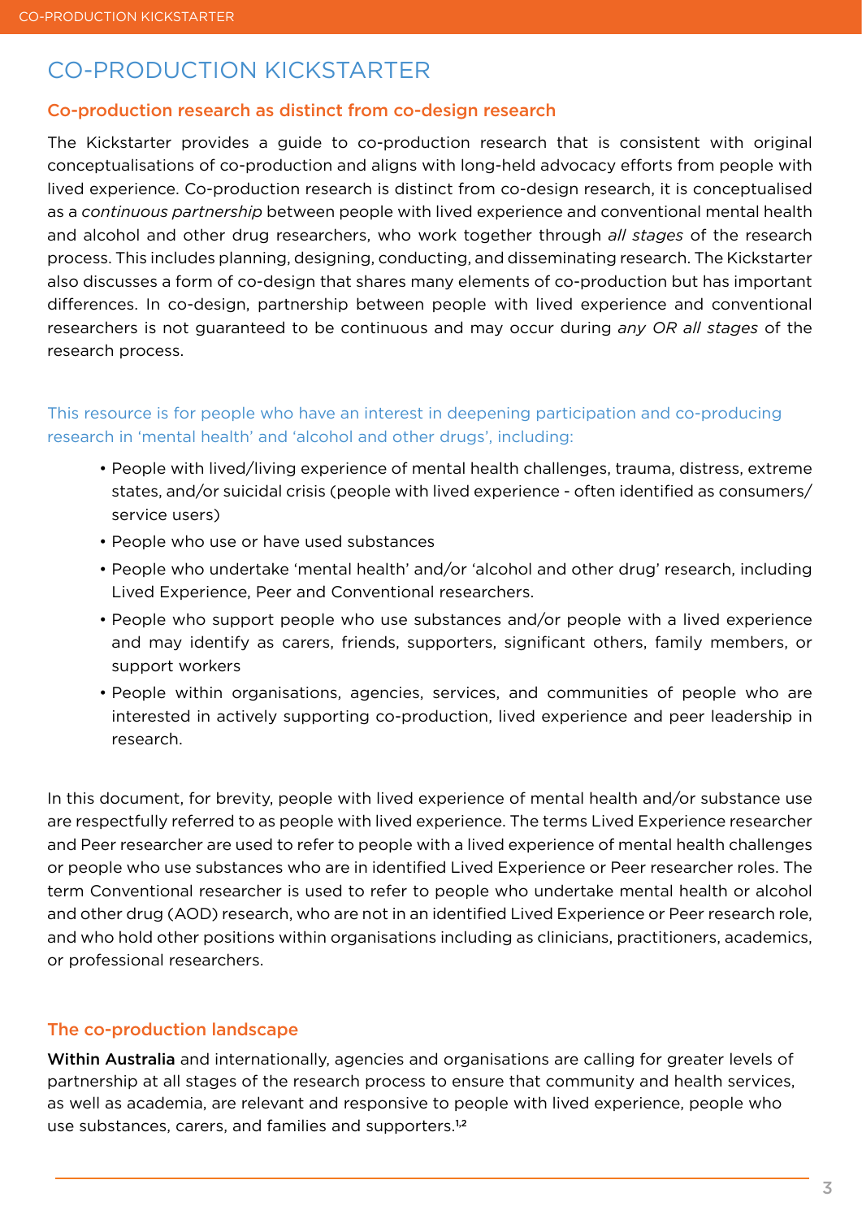# CO-PRODUCTION KICKSTARTER

## Co-production research as distinct from co-design research

The Kickstarter provides a guide to co-production research that is consistent with original conceptualisations of co-production and aligns with long-held advocacy efforts from people with lived experience. Co-production research is distinct from co-design research, it is conceptualised as a *continuous partnership* between people with lived experience and conventional mental health and alcohol and other drug researchers, who work together through *all stages* of the research process. This includes planning, designing, conducting, and disseminating research. The Kickstarter also discusses a form of co-design that shares many elements of co-production but has important differences. In co-design, partnership between people with lived experience and conventional researchers is not guaranteed to be continuous and may occur during *any OR all stages* of the research process.

This resource is for people who have an interest in deepening participation and co-producing research in 'mental health' and 'alcohol and other drugs', including:

- People with lived/living experience of mental health challenges, trauma, distress, extreme states, and/or suicidal crisis (people with lived experience - often identified as consumers/ service users)
- People who use or have used substances
- People who undertake 'mental health' and/or 'alcohol and other drug' research, including Lived Experience, Peer and Conventional researchers.
- People who support people who use substances and/or people with a lived experience and may identify as carers, friends, supporters, significant others, family members, or support workers
- People within organisations, agencies, services, and communities of people who are interested in actively supporting co-production, lived experience and peer leadership in research.

In this document, for brevity, people with lived experience of mental health and/or substance use are respectfully referred to as people with lived experience. The terms Lived Experience researcher and Peer researcher are used to refer to people with a lived experience of mental health challenges or people who use substances who are in identified Lived Experience or Peer researcher roles. The term Conventional researcher is used to refer to people who undertake mental health or alcohol and other drug (AOD) research, who are not in an identified Lived Experience or Peer research role, and who hold other positions within organisations including as clinicians, practitioners, academics, or professional researchers.

## The co-production landscape

**Within Australia** and internationally, agencies and organisations are calling for greater levels of partnership at all stages of the research process to ensure that community and health services, as well as academia, are relevant and responsive to people with lived experience, people who use substances, carers, and families and supporters.[1,2]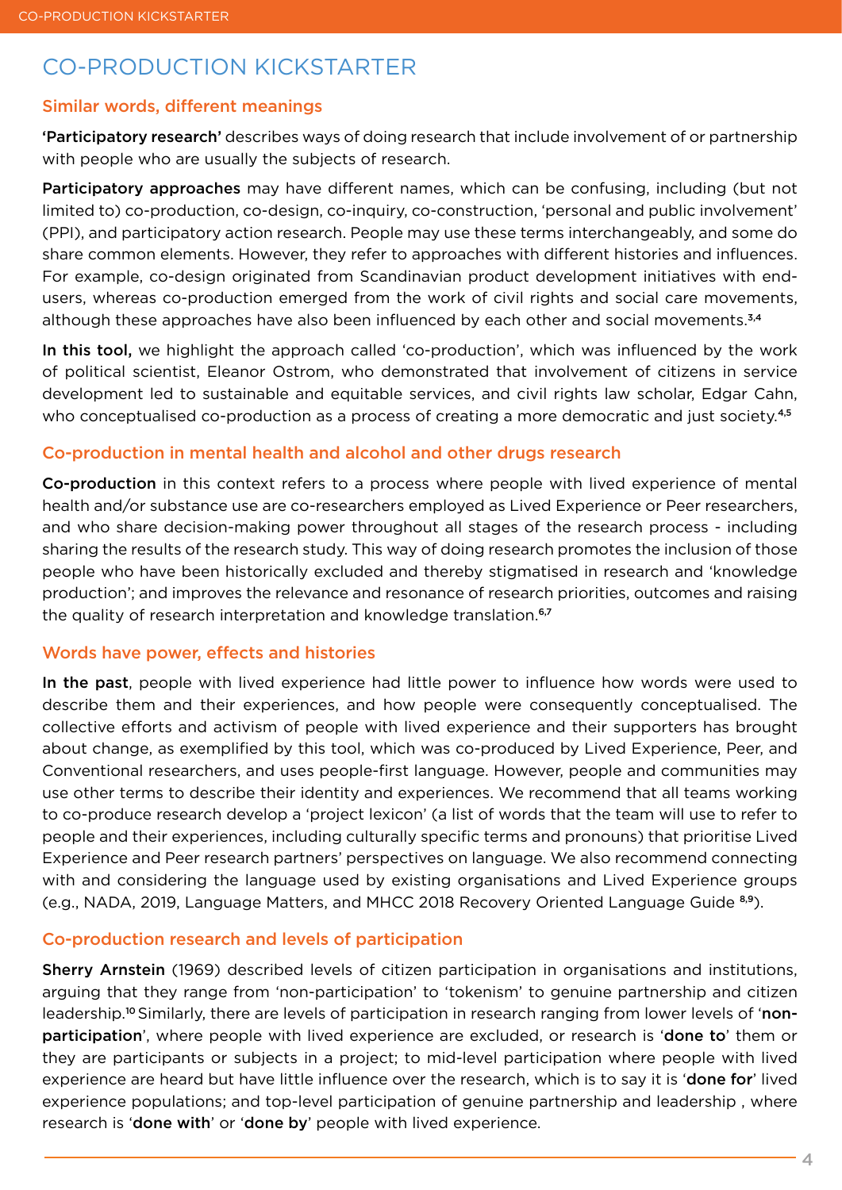# CO-PRODUCTION KICKSTARTER

## Similar words, different meanings

**'Participatory research'** describes ways of doing research that include involvement of or partnership with people who are usually the subjects of research.

**Participatory approaches** may have different names, which can be confusing, including (but not limited to) co-production, co-design, co-inquiry, co-construction, 'personal and public involvement' (PPI), and participatory action research. People may use these terms interchangeably, and some do share common elements. However, they refer to approaches with different histories and influences. For example, co-design originated from Scandinavian product development initiatives with end-users, whereas co-production emerged from the work of civil rights and social care movements, although these approaches have also been influenced by each other and social movements.[3,4]

**In this tool,** we highlight the approach called 'co-production', which was influenced by the work of political scientist, Eleanor Ostrom, who demonstrated that involvement of citizens in service development led to sustainable and equitable services, and civil rights law scholar, Edgar Cahn, who conceptualised co-production as a process of creating a more democratic and just society.[4,5]

## Co-production in mental health and alcohol and other drugs research

**Co-production** in this context refers to a process where people with lived experience of mental health and/or substance use are co-researchers employed as Lived Experience or Peer researchers, and who share decision-making power throughout all stages of the research process - including sharing the results of the research study. This way of doing research promotes the inclusion of those people who have been historically excluded and thereby stigmatised in research and 'knowledge production'; and improves the relevance and resonance of research priorities, outcomes and raising the quality of research interpretation and knowledge translation.[6,7]

## Words have power, effects and histories

**In the past**, people with lived experience had little power to influence how words were used to describe them and their experiences, and how people were consequently conceptualised. The collective efforts and activism of people with lived experience and their supporters has brought about change, as exemplified by this tool, which was co-produced by Lived Experience, Peer, and Conventional researchers, and uses people-first language. However, people and communities may use other terms to describe their identity and experiences. We recommend that all teams working to co-produce research develop a 'project lexicon' (a list of words that the team will use to refer to people and their experiences, including culturally specific terms and pronouns) that prioritise Lived Experience and Peer research partners' perspectives on language. We also recommend connecting with and considering the language used by existing organisations and Lived Experience groups (e.g., NADA, 2019, Language Matters, and MHCC 2018 Recovery Oriented Language Guide [8,9]).

## Co-production research and levels of participation

**Sherry Arnstein** (1969) described levels of citizen participation in organisations and institutions, arguing that they range from 'non-participation' to 'tokenism' to genuine partnership and citizen leadership.[10] Similarly, there are levels of participation in research ranging from lower levels of '**non-participation**', where people with lived experience are excluded, or research is '**done to**' them or they are participants or subjects in a project; to mid-level participation where people with lived experience are heard but have little influence over the research, which is to say it is '**done for**' lived experience populations; and top-level participation of genuine partnership and leadership , where research is '**done with**' or '**done by**' people with lived experience.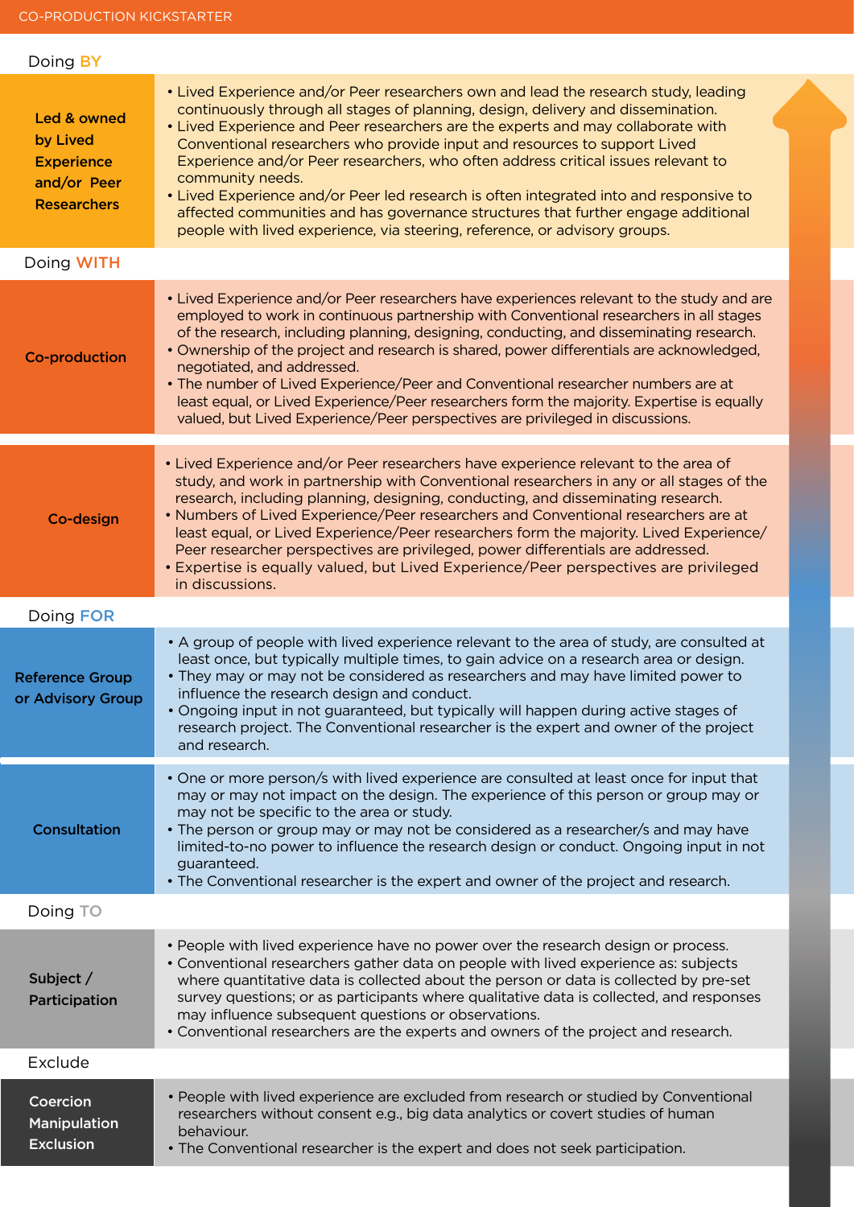Doing **BY**

| | |
|---|---|
| **Led & owned by Lived Experience and/or Peer Researchers** | • Lived Experience and/or Peer researchers own and lead the research study, leading continuously through all stages of planning, design, delivery and dissemination.<br>• Lived Experience and Peer researchers are the experts and may collaborate with Conventional researchers who provide input and resources to support Lived Experience and/or Peer researchers, who often address critical issues relevant to community needs.<br>• Lived Experience and/or Peer led research is often integrated into and responsive to affected communities and has governance structures that further engage additional people with lived experience, via steering, reference, or advisory groups. |

Doing **WITH**

| | |
|---|---|
| **Co-production** | • Lived Experience and/or Peer researchers have experiences relevant to the study and are employed to work in continuous partnership with Conventional researchers in all stages of the research, including planning, designing, conducting, and disseminating research.<br>• Ownership of the project and research is shared, power differentials are acknowledged, negotiated, and addressed.<br>• The number of Lived Experience/Peer and Conventional researcher numbers are at least equal, or Lived Experience/Peer researchers form the majority. Expertise is equally valued, but Lived Experience/Peer perspectives are privileged in discussions. |
| **Co-design** | • Lived Experience and/or Peer researchers have experience relevant to the area of study, and work in partnership with Conventional researchers in any or all stages of the research, including planning, designing, conducting, and disseminating research.<br>• Numbers of Lived Experience/Peer researchers and Conventional researchers are at least equal, or Lived Experience/Peer researchers form the majority. Lived Experience/Peer researcher perspectives are privileged, power differentials are addressed.<br>• Expertise is equally valued, but Lived Experience/Peer perspectives are privileged in discussions. |

Doing **FOR**

| | |
|---|---|
| **Reference Group or Advisory Group** | • A group of people with lived experience relevant to the area of study, are consulted at least once, but typically multiple times, to gain advice on a research area or design.<br>• They may or may not be considered as researchers and may have limited power to influence the research design and conduct.<br>• Ongoing input in not guaranteed, but typically will happen during active stages of research project. The Conventional researcher is the expert and owner of the project and research. |
| **Consultation** | • One or more person/s with lived experience are consulted at least once for input that may or may not impact on the design. The experience of this person or group may or may not be specific to the area or study.<br>• The person or group may or may not be considered as a researcher/s and may have limited-to-no power to influence the research design or conduct. Ongoing input in not guaranteed.<br>• The Conventional researcher is the expert and owner of the project and research. |

Doing **TO**

| | |
|---|---|
| **Subject / Participation** | • People with lived experience have no power over the research design or process.<br>• Conventional researchers gather data on people with lived experience as: subjects where quantitative data is collected about the person or data is collected by pre-set survey questions; or as participants where qualitative data is collected, and responses may influence subsequent questions or observations.<br>• Conventional researchers are the experts and owners of the project and research. |

Exclude

| | |
|---|---|
| **Coercion Manipulation Exclusion** | • People with lived experience are excluded from research or studied by Conventional researchers without consent e.g., big data analytics or covert studies of human behaviour.<br>• The Conventional researcher is the expert and does not seek participation. |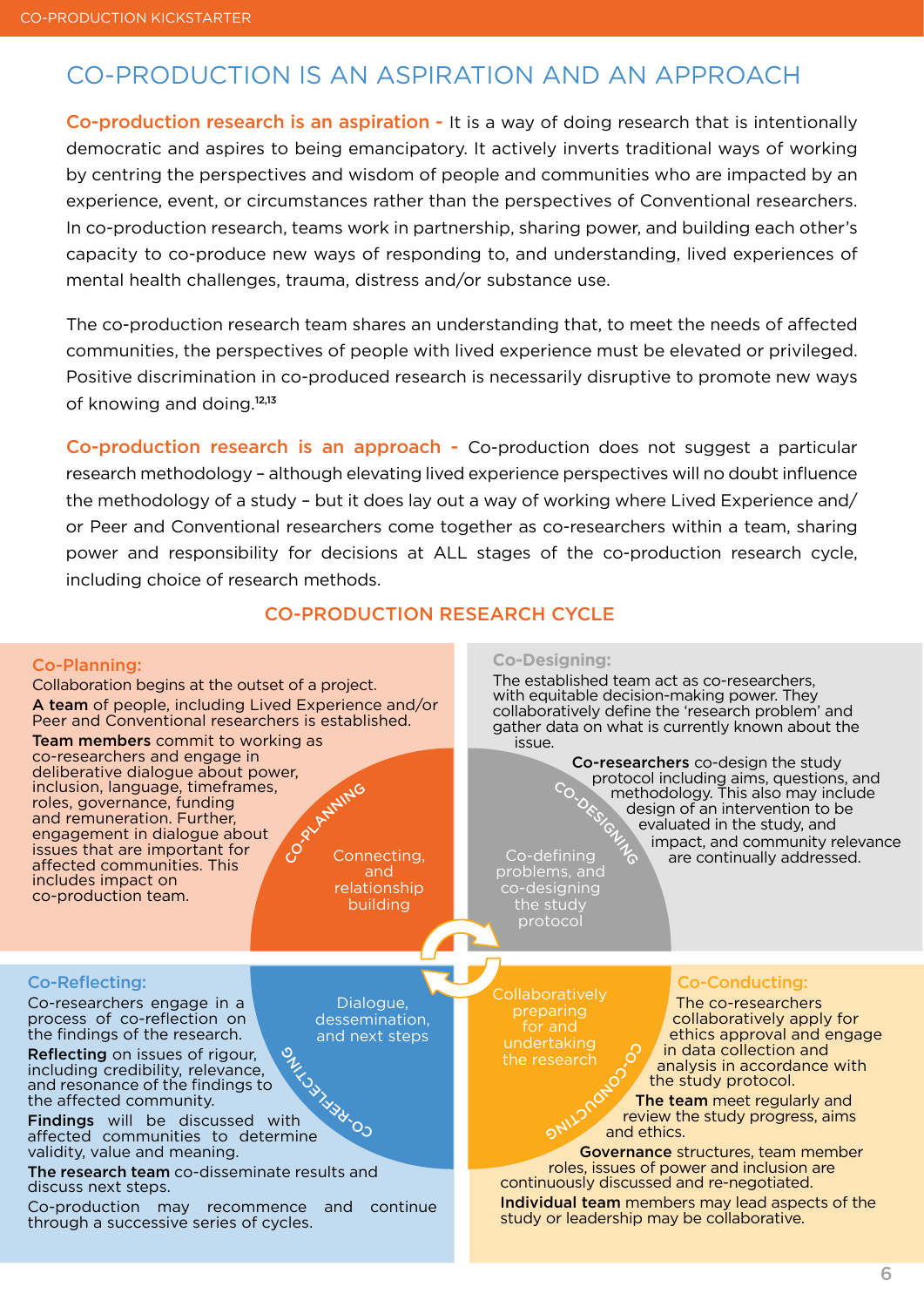## CO-PRODUCTION IS AN ASPIRATION AND AN APPROACH

**Co-production research is an aspiration -** It is a way of doing research that is intentionally democratic and aspires to being emancipatory. It actively inverts traditional ways of working by centring the perspectives and wisdom of people and communities who are impacted by an experience, event, or circumstances rather than the perspectives of Conventional researchers. In co-production research, teams work in partnership, sharing power, and building each other's capacity to co-produce new ways of responding to, and understanding, lived experiences of mental health challenges, trauma, distress and/or substance use.

The co-production research team shares an understanding that, to meet the needs of affected communities, the perspectives of people with lived experience must be elevated or privileged. Positive discrimination in co-produced research is necessarily disruptive to promote new ways of knowing and doing.[12,13]

**Co-production research is an approach -** Co-production does not suggest a particular research methodology – although elevating lived experience perspectives will no doubt influence the methodology of a study – but it does lay out a way of working where Lived Experience and/or Peer and Conventional researchers come together as co-researchers within a team, sharing power and responsibility for decisions at ALL stages of the co-production research cycle, including choice of research methods.

### CO-PRODUCTION RESEARCH CYCLE

**Co-Planning:**
Collaboration begins at the outset of a project.
**A team** of people, including Lived Experience and/or Peer and Conventional researchers is established.
**Team members** commit to working as co-researchers and engage in deliberative dialogue about power, inclusion, language, timeframes, roles, governance, funding and remuneration. Further, engagement in dialogue about issues that are important for affected communities. This includes impact on co-production team.

CO-PLANNING: Connecting, and relationship building

**Co-Designing:**
The established team act as co-researchers, with equitable decision-making power. They collaboratively define the 'research problem' and gather data on what is currently known about the issue.
**Co-researchers** co-design the study protocol including aims, questions, and methodology. This also may include design of an intervention to be evaluated in the study, and impact, and community relevance are continually addressed.

CO-DESIGNING: Co-defining problems, and co-designing the study protocol

**Co-Conducting:**
The co-researchers collaboratively apply for ethics approval and engage in data collection and analysis in accordance with the study protocol.
**The team** meet regularly and review the study progress, aims and ethics.
**Governance** structures, team member roles, issues of power and inclusion are continuously discussed and re-negotiated.
**Individual team** members may lead aspects of the study or leadership may be collaborative.

CO-CONDUCTING: Collaboratively preparing for and undertaking the research

**Co-Reflecting:**
Co-researchers engage in a process of co-reflection on the findings of the research.
**Reflecting** on issues of rigour, including credibility, relevance, and resonance of the findings to the affected community.
**Findings** will be discussed with affected communities to determine validity, value and meaning.
**The research team** co-disseminate results and discuss next steps.
Co-production may recommence and continue through a successive series of cycles.

CO-REFLECTING: Dialogue, dessemination, and next steps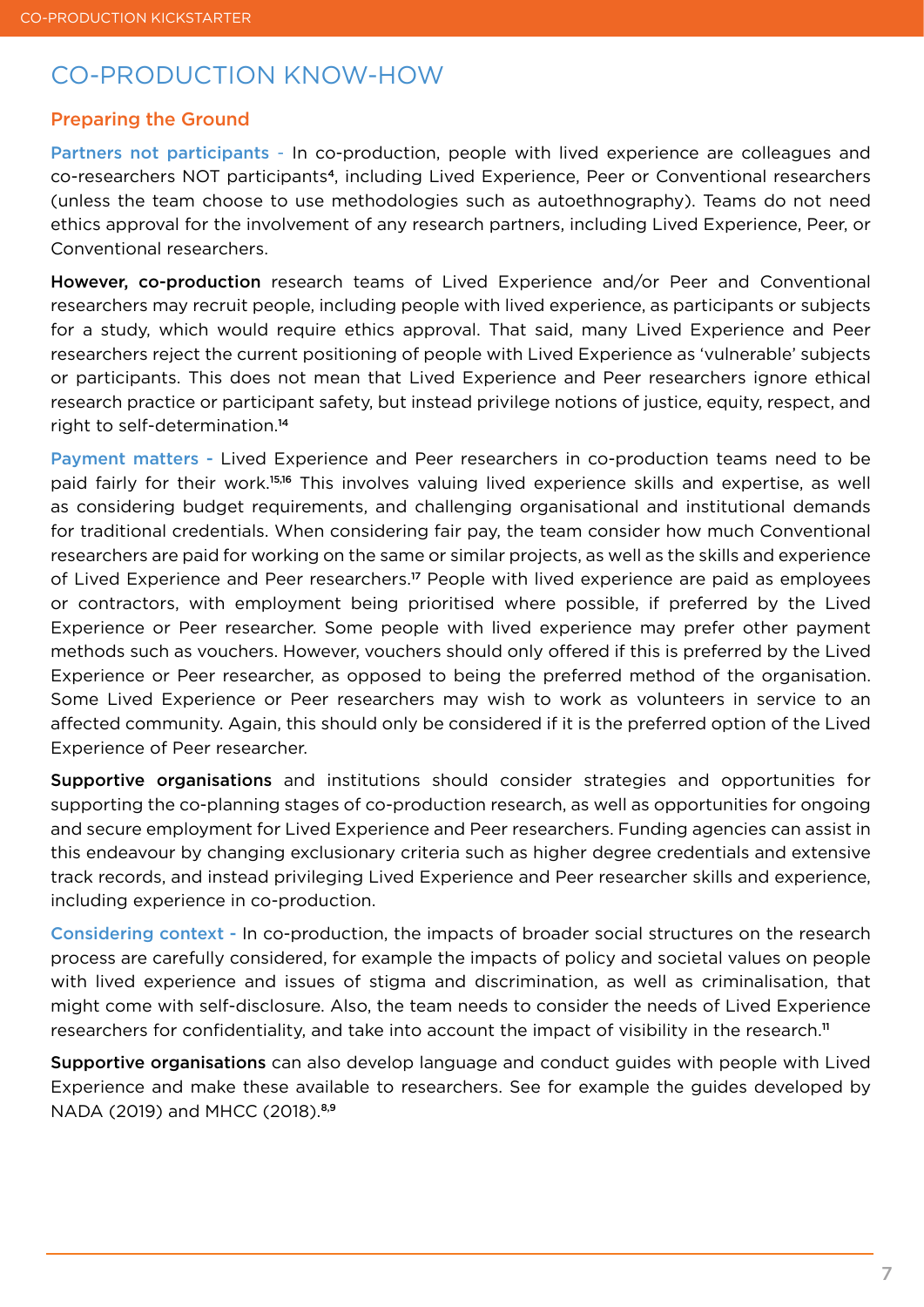# CO-PRODUCTION KNOW-HOW

## Preparing the Ground

**Partners not participants** - In co-production, people with lived experience are colleagues and co-researchers NOT participants[4], including Lived Experience, Peer or Conventional researchers (unless the team choose to use methodologies such as autoethnography). Teams do not need ethics approval for the involvement of any research partners, including Lived Experience, Peer, or Conventional researchers.

**However, co-production** research teams of Lived Experience and/or Peer and Conventional researchers may recruit people, including people with lived experience, as participants or subjects for a study, which would require ethics approval. That said, many Lived Experience and Peer researchers reject the current positioning of people with Lived Experience as 'vulnerable' subjects or participants. This does not mean that Lived Experience and Peer researchers ignore ethical research practice or participant safety, but instead privilege notions of justice, equity, respect, and right to self-determination.[14]

**Payment matters** - Lived Experience and Peer researchers in co-production teams need to be paid fairly for their work.[15,16] This involves valuing lived experience skills and expertise, as well as considering budget requirements, and challenging organisational and institutional demands for traditional credentials. When considering fair pay, the team consider how much Conventional researchers are paid for working on the same or similar projects, as well as the skills and experience of Lived Experience and Peer researchers.[17] People with lived experience are paid as employees or contractors, with employment being prioritised where possible, if preferred by the Lived Experience or Peer researcher. Some people with lived experience may prefer other payment methods such as vouchers. However, vouchers should only offered if this is preferred by the Lived Experience or Peer researcher, as opposed to being the preferred method of the organisation. Some Lived Experience or Peer researchers may wish to work as volunteers in service to an affected community. Again, this should only be considered if it is the preferred option of the Lived Experience of Peer researcher.

**Supportive organisations** and institutions should consider strategies and opportunities for supporting the co-planning stages of co-production research, as well as opportunities for ongoing and secure employment for Lived Experience and Peer researchers. Funding agencies can assist in this endeavour by changing exclusionary criteria such as higher degree credentials and extensive track records, and instead privileging Lived Experience and Peer researcher skills and experience, including experience in co-production.

**Considering context** - In co-production, the impacts of broader social structures on the research process are carefully considered, for example the impacts of policy and societal values on people with lived experience and issues of stigma and discrimination, as well as criminalisation, that might come with self-disclosure. Also, the team needs to consider the needs of Lived Experience researchers for confidentiality, and take into account the impact of visibility in the research.[11]

**Supportive organisations** can also develop language and conduct guides with people with Lived Experience and make these available to researchers. See for example the guides developed by NADA (2019) and MHCC (2018).[8,9]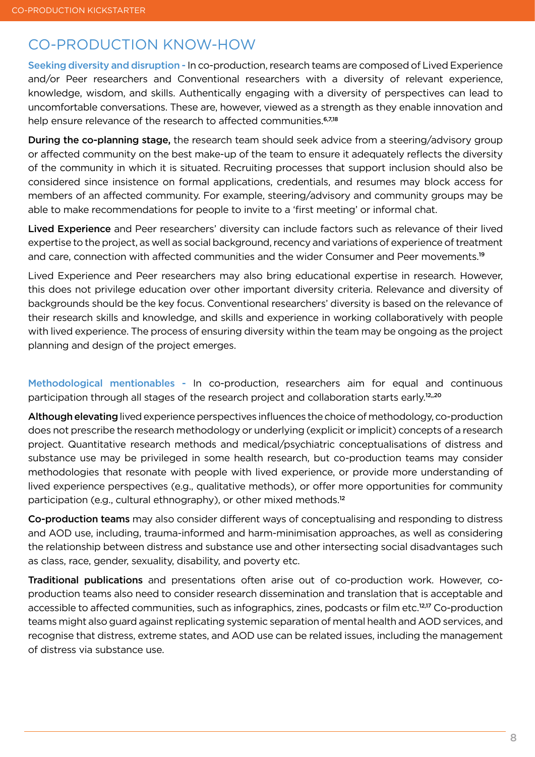## CO-PRODUCTION KNOW-HOW

**Seeking diversity and disruption** - In co-production, research teams are composed of Lived Experience and/or Peer researchers and Conventional researchers with a diversity of relevant experience, knowledge, wisdom, and skills. Authentically engaging with a diversity of perspectives can lead to uncomfortable conversations. These are, however, viewed as a strength as they enable innovation and help ensure relevance of the research to affected communities.[6,7,18]

**During the co-planning stage,** the research team should seek advice from a steering/advisory group or affected community on the best make-up of the team to ensure it adequately reflects the diversity of the community in which it is situated. Recruiting processes that support inclusion should also be considered since insistence on formal applications, credentials, and resumes may block access for members of an affected community. For example, steering/advisory and community groups may be able to make recommendations for people to invite to a 'first meeting' or informal chat.

**Lived Experience** and Peer researchers' diversity can include factors such as relevance of their lived expertise to the project, as well as social background, recency and variations of experience of treatment and care, connection with affected communities and the wider Consumer and Peer movements.[19]

Lived Experience and Peer researchers may also bring educational expertise in research. However, this does not privilege education over other important diversity criteria. Relevance and diversity of backgrounds should be the key focus. Conventional researchers' diversity is based on the relevance of their research skills and knowledge, and skills and experience in working collaboratively with people with lived experience. The process of ensuring diversity within the team may be ongoing as the project planning and design of the project emerges.

**Methodological mentionables** - In co-production, researchers aim for equal and continuous participation through all stages of the research project and collaboration starts early.[12,,20]

**Although elevating** lived experience perspectives influences the choice of methodology, co-production does not prescribe the research methodology or underlying (explicit or implicit) concepts of a research project. Quantitative research methods and medical/psychiatric conceptualisations of distress and substance use may be privileged in some health research, but co-production teams may consider methodologies that resonate with people with lived experience, or provide more understanding of lived experience perspectives (e.g., qualitative methods), or offer more opportunities for community participation (e.g., cultural ethnography), or other mixed methods.[12]

**Co-production teams** may also consider different ways of conceptualising and responding to distress and AOD use, including, trauma-informed and harm-minimisation approaches, as well as considering the relationship between distress and substance use and other intersecting social disadvantages such as class, race, gender, sexuality, disability, and poverty etc.

**Traditional publications** and presentations often arise out of co-production work. However, co-production teams also need to consider research dissemination and translation that is acceptable and accessible to affected communities, such as infographics, zines, podcasts or film etc.[12,17] Co-production teams might also guard against replicating systemic separation of mental health and AOD services, and recognise that distress, extreme states, and AOD use can be related issues, including the management of distress via substance use.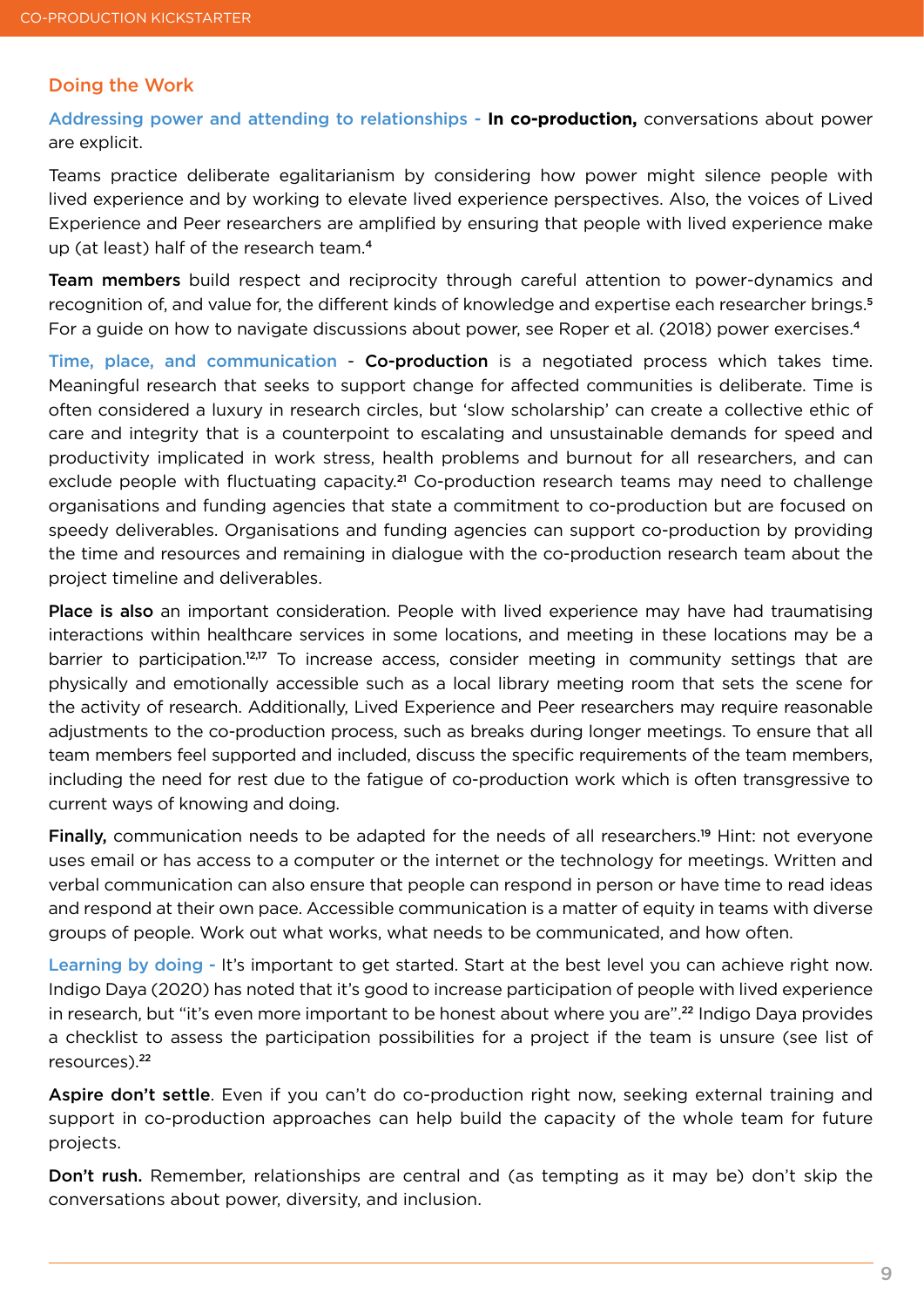## Doing the Work

**Addressing power and attending to relationships - In co-production,** conversations about power are explicit.

Teams practice deliberate egalitarianism by considering how power might silence people with lived experience and by working to elevate lived experience perspectives. Also, the voices of Lived Experience and Peer researchers are amplified by ensuring that people with lived experience make up (at least) half of the research team.[4]

**Team members** build respect and reciprocity through careful attention to power-dynamics and recognition of, and value for, the different kinds of knowledge and expertise each researcher brings.[5] For a guide on how to navigate discussions about power, see Roper et al. (2018) power exercises.[4]

**Time, place, and communication - Co-production** is a negotiated process which takes time. Meaningful research that seeks to support change for affected communities is deliberate. Time is often considered a luxury in research circles, but 'slow scholarship' can create a collective ethic of care and integrity that is a counterpoint to escalating and unsustainable demands for speed and productivity implicated in work stress, health problems and burnout for all researchers, and can exclude people with fluctuating capacity.[21] Co-production research teams may need to challenge organisations and funding agencies that state a commitment to co-production but are focused on speedy deliverables. Organisations and funding agencies can support co-production by providing the time and resources and remaining in dialogue with the co-production research team about the project timeline and deliverables.

**Place is also** an important consideration. People with lived experience may have had traumatising interactions within healthcare services in some locations, and meeting in these locations may be a barrier to participation.[12,17] To increase access, consider meeting in community settings that are physically and emotionally accessible such as a local library meeting room that sets the scene for the activity of research. Additionally, Lived Experience and Peer researchers may require reasonable adjustments to the co-production process, such as breaks during longer meetings. To ensure that all team members feel supported and included, discuss the specific requirements of the team members, including the need for rest due to the fatigue of co-production work which is often transgressive to current ways of knowing and doing.

**Finally,** communication needs to be adapted for the needs of all researchers.[19] Hint: not everyone uses email or has access to a computer or the internet or the technology for meetings. Written and verbal communication can also ensure that people can respond in person or have time to read ideas and respond at their own pace. Accessible communication is a matter of equity in teams with diverse groups of people. Work out what works, what needs to be communicated, and how often.

**Learning by doing -** It's important to get started. Start at the best level you can achieve right now. Indigo Daya (2020) has noted that it's good to increase participation of people with lived experience in research, but "it's even more important to be honest about where you are".[22] Indigo Daya provides a checklist to assess the participation possibilities for a project if the team is unsure (see list of resources).[22]

**Aspire don't settle**. Even if you can't do co-production right now, seeking external training and support in co-production approaches can help build the capacity of the whole team for future projects.

**Don't rush.** Remember, relationships are central and (as tempting as it may be) don't skip the conversations about power, diversity, and inclusion.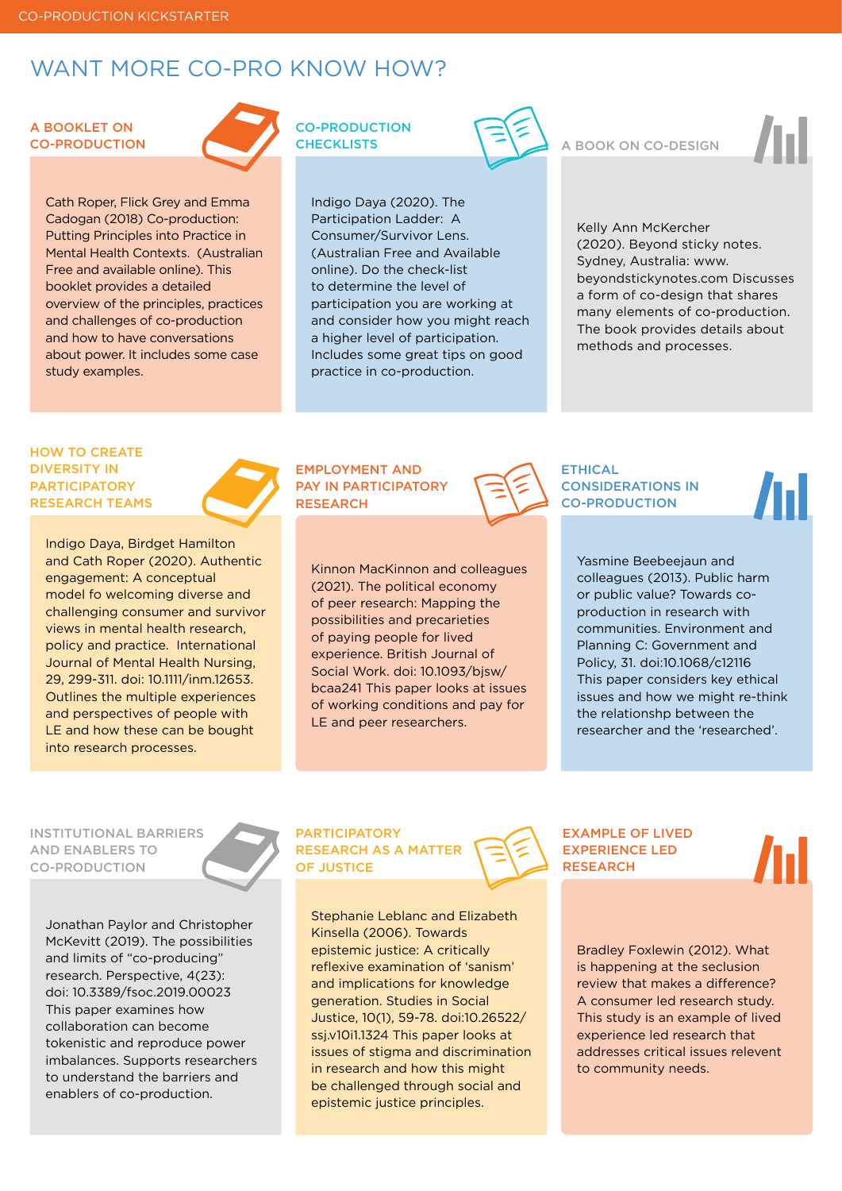# WANT MORE CO-PRO KNOW HOW?

### A BOOKLET ON CO-PRODUCTION

Cath Roper, Flick Grey and Emma Cadogan (2018) Co-production: Putting Principles into Practice in Mental Health Contexts. (Australian Free and available online). This booklet provides a detailed overview of the principles, practices and challenges of co-production and how to have conversations about power. It includes some case study examples.

### CO-PRODUCTION CHECKLISTS

Indigo Daya (2020). The Participation Ladder: A Consumer/Survivor Lens. (Australian Free and Available online). Do the check-list to determine the level of participation you are working at and consider how you might reach a higher level of participation. Includes some great tips on good practice in co-production.

### A BOOK ON CO-DESIGN

Kelly Ann McKercher (2020). Beyond sticky notes. Sydney, Australia: www.beyondstickynotes.com Discusses a form of co-design that shares many elements of co-production. The book provides details about methods and processes.

### HOW TO CREATE DIVERSITY IN PARTICIPATORY RESEARCH TEAMS

Indigo Daya, Birdget Hamilton and Cath Roper (2020). Authentic engagement: A conceptual model fo welcoming diverse and challenging consumer and survivor views in mental health research, policy and practice. International Journal of Mental Health Nursing, 29, 299-311. doi: 10.1111/inm.12653. Outlines the multiple experiences and perspectives of people with LE and how these can be bought into research processes.

### EMPLOYMENT AND PAY IN PARTICIPATORY RESEARCH

Kinnon MacKinnon and colleagues (2021). The political economy of peer research: Mapping the possibilities and precarieties of paying people for lived experience. British Journal of Social Work. doi: 10.1093/bjsw/bcaa241 This paper looks at issues of working conditions and pay for LE and peer researchers.

### ETHICAL CONSIDERATIONS IN CO-PRODUCTION

Yasmine Beebeejaun and colleagues (2013). Public harm or public value? Towards co-production in research with communities. Environment and Planning C: Government and Policy, 31. doi:10.1068/c12116 This paper considers key ethical issues and how we might re-think the relationshp between the researcher and the 'researched'.

### INSTITUTIONAL BARRIERS AND ENABLERS TO CO-PRODUCTION

Jonathan Paylor and Christopher McKevitt (2019). The possibilities and limits of "co-producing" research. Perspective, 4(23): doi: 10.3389/fsoc.2019.00023 This paper examines how collaboration can become tokenistic and reproduce power imbalances. Supports researchers to understand the barriers and enablers of co-production.

### PARTICIPATORY RESEARCH AS A MATTER OF JUSTICE

Stephanie Leblanc and Elizabeth Kinsella (2006). Towards epistemic justice: A critically reflexive examination of 'sanism' and implications for knowledge generation. Studies in Social Justice, 10(1), 59-78. doi:10.26522/ssj.v10i1.1324 This paper looks at issues of stigma and discrimination in research and how this might be challenged through social and epistemic justice principles.

### EXAMPLE OF LIVED EXPERIENCE LED RESEARCH

Bradley Foxlewin (2012). What is happening at the seclusion review that makes a difference? A consumer led research study. This study is an example of lived experience led research that addresses critical issues relevent to community needs.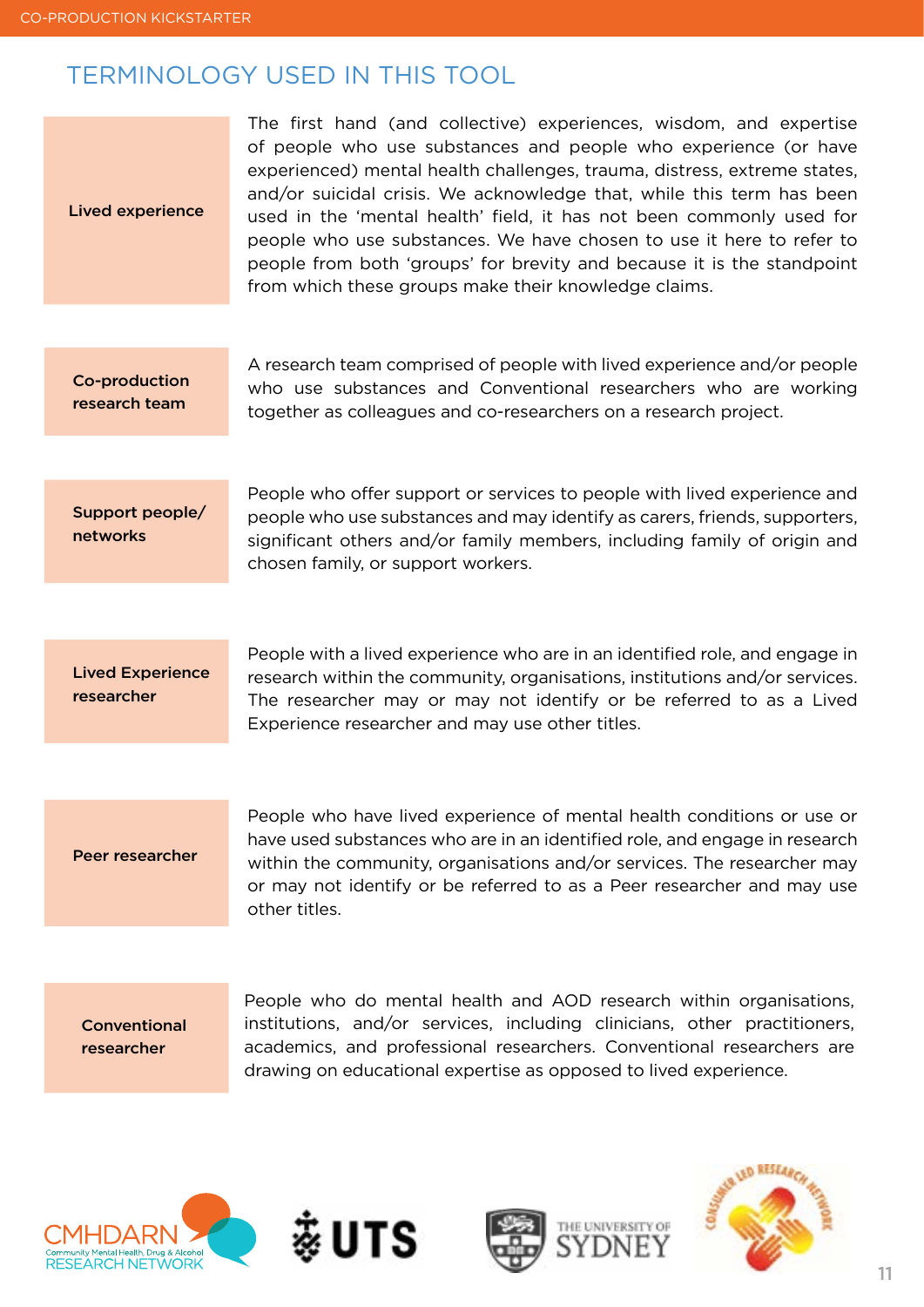## TERMINOLOGY USED IN THIS TOOL

| | |
|---|---|
| **Lived experience** | The first hand (and collective) experiences, wisdom, and expertise of people who use substances and people who experience (or have experienced) mental health challenges, trauma, distress, extreme states, and/or suicidal crisis. We acknowledge that, while this term has been used in the 'mental health' field, it has not been commonly used for people who use substances. We have chosen to use it here to refer to people from both 'groups' for brevity and because it is the standpoint from which these groups make their knowledge claims. |
| **Co-production research team** | A research team comprised of people with lived experience and/or people who use substances and Conventional researchers who are working together as colleagues and co-researchers on a research project. |
| **Support people/ networks** | People who offer support or services to people with lived experience and people who use substances and may identify as carers, friends, supporters, significant others and/or family members, including family of origin and chosen family, or support workers. |
| **Lived Experience researcher** | People with a lived experience who are in an identified role, and engage in research within the community, organisations, institutions and/or services. The researcher may or may not identify or be referred to as a Lived Experience researcher and may use other titles. |
| **Peer researcher** | People who have lived experience of mental health conditions or use or have used substances who are in an identified role, and engage in research within the community, organisations and/or services. The researcher may or may not identify or be referred to as a Peer researcher and may use other titles. |
| **Conventional researcher** | People who do mental health and AOD research within organisations, institutions, and/or services, including clinicians, other practitioners, academics, and professional researchers. Conventional researchers are drawing on educational expertise as opposed to lived experience. |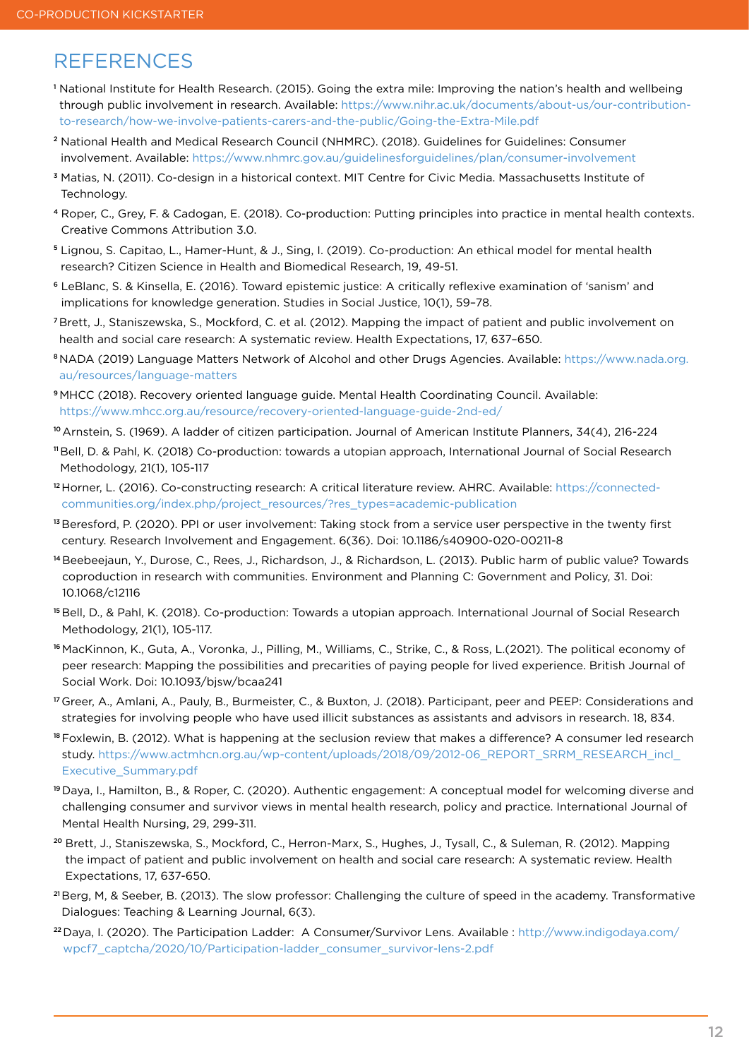# REFERENCES

[1] National Institute for Health Research. (2015). Going the extra mile: Improving the nation's health and wellbeing through public involvement in research. Available: https://www.nihr.ac.uk/documents/about-us/our-contribution-to-research/how-we-involve-patients-carers-and-the-public/Going-the-Extra-Mile.pdf

[2] National Health and Medical Research Council (NHMRC). (2018). Guidelines for Guidelines: Consumer involvement. Available: https://www.nhmrc.gov.au/guidelinesforguidelines/plan/consumer-involvement

[3] Matias, N. (2011). Co-design in a historical context. MIT Centre for Civic Media. Massachusetts Institute of Technology.

[4] Roper, C., Grey, F. & Cadogan, E. (2018). Co-production: Putting principles into practice in mental health contexts. Creative Commons Attribution 3.0.

[5] Lignou, S. Capitao, L., Hamer-Hunt, & J., Sing, I. (2019). Co-production: An ethical model for mental health research? Citizen Science in Health and Biomedical Research, 19, 49-51.

[6] LeBlanc, S. & Kinsella, E. (2016). Toward epistemic justice: A critically reflexive examination of 'sanism' and implications for knowledge generation. Studies in Social Justice, 10(1), 59–78.

[7] Brett, J., Staniszewska, S., Mockford, C. et al. (2012). Mapping the impact of patient and public involvement on health and social care research: A systematic review. Health Expectations, 17, 637–650.

[8] NADA (2019) Language Matters Network of Alcohol and other Drugs Agencies. Available: https://www.nada.org.au/resources/language-matters

[9] MHCC (2018). Recovery oriented language guide. Mental Health Coordinating Council. Available: https://www.mhcc.org.au/resource/recovery-oriented-language-guide-2nd-ed/

[10] Arnstein, S. (1969). A ladder of citizen participation. Journal of American Institute Planners, 34(4), 216-224

[11] Bell, D. & Pahl, K. (2018) Co-production: towards a utopian approach, International Journal of Social Research Methodology, 21(1), 105-117

[12] Horner, L. (2016). Co-constructing research: A critical literature review. AHRC. Available: https://connected-communities.org/index.php/project_resources/?res_types=academic-publication

[13] Beresford, P. (2020). PPI or user involvement: Taking stock from a service user perspective in the twenty first century. Research Involvement and Engagement. 6(36). Doi: 10.1186/s40900-020-00211-8

[14] Beebeejaun, Y., Durose, C., Rees, J., Richardson, J., & Richardson, L. (2013). Public harm of public value? Towards coproduction in research with communities. Environment and Planning C: Government and Policy, 31. Doi: 10.1068/c12116

[15] Bell, D., & Pahl, K. (2018). Co-production: Towards a utopian approach. International Journal of Social Research Methodology, 21(1), 105-117.

[16] MacKinnon, K., Guta, A., Voronka, J., Pilling, M., Williams, C., Strike, C., & Ross, L.(2021). The political economy of peer research: Mapping the possibilities and precarities of paying people for lived experience. British Journal of Social Work. Doi: 10.1093/bjsw/bcaa241

[17] Greer, A., Amlani, A., Pauly, B., Burmeister, C., & Buxton, J. (2018). Participant, peer and PEEP: Considerations and strategies for involving people who have used illicit substances as assistants and advisors in research. 18, 834.

[18] Foxlewin, B. (2012). What is happening at the seclusion review that makes a difference? A consumer led research study. https://www.actmhcn.org.au/wp-content/uploads/2018/09/2012-06_REPORT_SRRM_RESEARCH_incl_Executive_Summary.pdf

[19] Daya, I., Hamilton, B., & Roper, C. (2020). Authentic engagement: A conceptual model for welcoming diverse and challenging consumer and survivor views in mental health research, policy and practice. International Journal of Mental Health Nursing, 29, 299-311.

[20] Brett, J., Staniszewska, S., Mockford, C., Herron-Marx, S., Hughes, J., Tysall, C., & Suleman, R. (2012). Mapping the impact of patient and public involvement on health and social care research: A systematic review. Health Expectations, 17, 637-650.

[21] Berg, M, & Seeber, B. (2013). The slow professor: Challenging the culture of speed in the academy. Transformative Dialogues: Teaching & Learning Journal, 6(3).

[22] Daya, I. (2020). The Participation Ladder: A Consumer/Survivor Lens. Available : http://www.indigodaya.com/wpcf7_captcha/2020/10/Participation-ladder_consumer_survivor-lens-2.pdf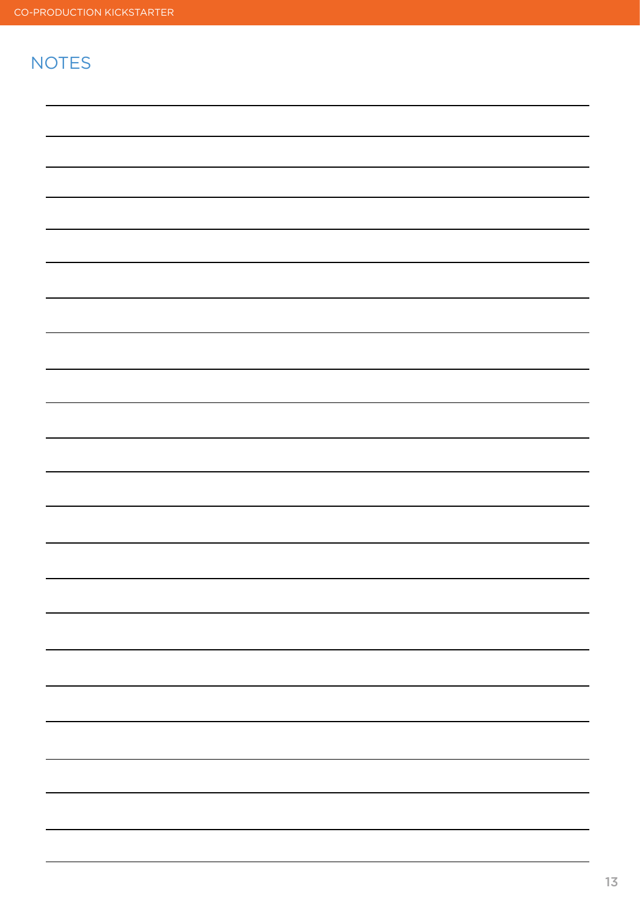# NOTES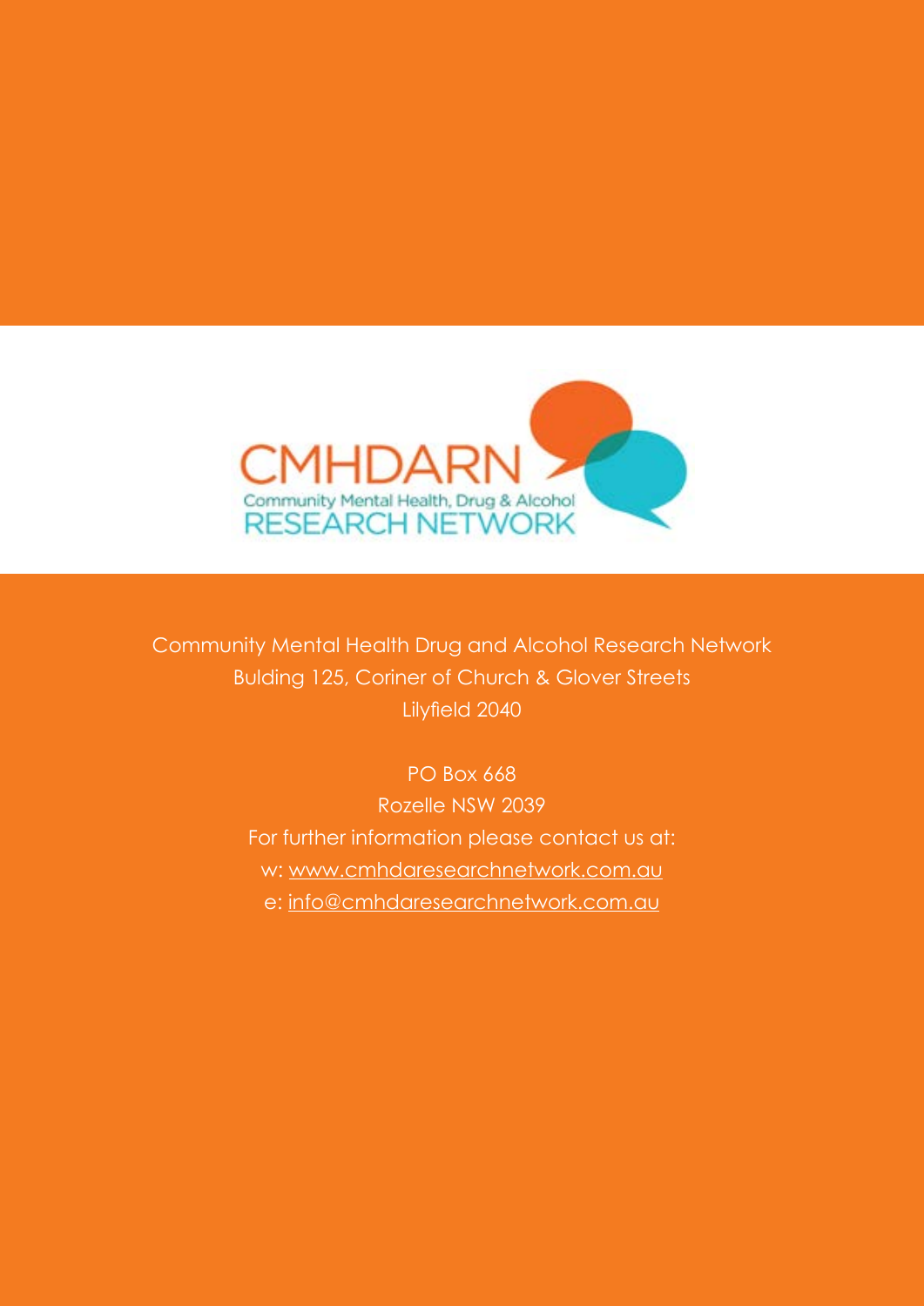CMHDARN

Community Mental Health, Drug & Alcohol

RESEARCH NETWORK

Community Mental Health Drug and Alcohol Research Network

Bulding 125, Coriner of Church & Glover Streets

Lilyfield 2040

PO Box 668

Rozelle NSW 2039

For further information please contact us at:

w: www.cmhdaresearchnetwork.com.au

e: info@cmhdaresearchnetwork.com.au